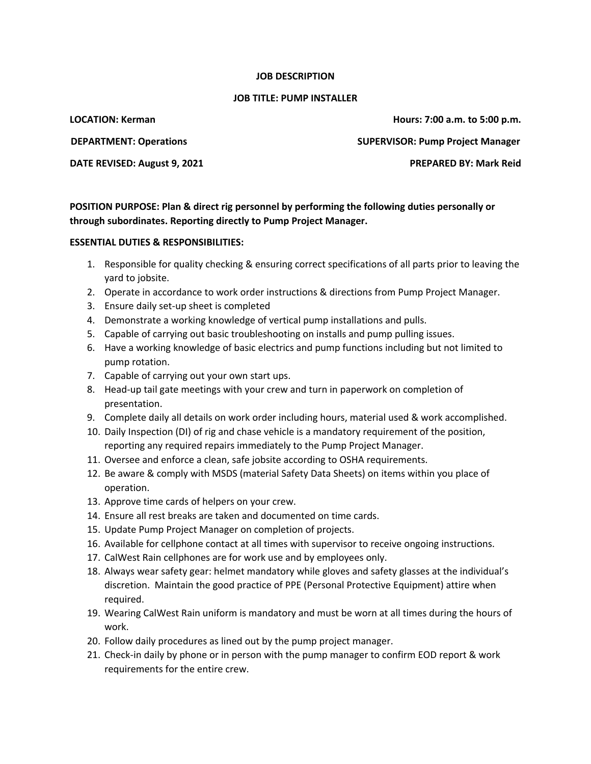**JOB DESCRIPTION**

**JOB TITLE: PUMP INSTALLER**

**LOCATION: Kerman** **Hours: 7:00 a.m. to 5:00 p.m.**

**DEPARTMENT: Operations** **SUPERVISOR: Pump Project Manager**

**DATE REVISED: August 9, 2021** **PREPARED BY: Mark Reid**

**POSITION PURPOSE: Plan & direct rig personnel by performing the following duties personally or through subordinates. Reporting directly to Pump Project Manager.**

**ESSENTIAL DUTIES & RESPONSIBILITIES:**

1. Responsible for quality checking & ensuring correct specifications of all parts prior to leaving the yard to jobsite.
2. Operate in accordance to work order instructions & directions from Pump Project Manager.
3. Ensure daily set-up sheet is completed
4. Demonstrate a working knowledge of vertical pump installations and pulls.
5. Capable of carrying out basic troubleshooting on installs and pump pulling issues.
6. Have a working knowledge of basic electrics and pump functions including but not limited to pump rotation.
7. Capable of carrying out your own start ups.
8. Head-up tail gate meetings with your crew and turn in paperwork on completion of presentation.
9. Complete daily all details on work order including hours, material used & work accomplished.
10. Daily Inspection (DI) of rig and chase vehicle is a mandatory requirement of the position, reporting any required repairs immediately to the Pump Project Manager.
11. Oversee and enforce a clean, safe jobsite according to OSHA requirements.
12. Be aware & comply with MSDS (material Safety Data Sheets) on items within you place of operation.
13. Approve time cards of helpers on your crew.
14. Ensure all rest breaks are taken and documented on time cards.
15. Update Pump Project Manager on completion of projects.
16. Available for cellphone contact at all times with supervisor to receive ongoing instructions.
17. CalWest Rain cellphones are for work use and by employees only.
18. Always wear safety gear: helmet mandatory while gloves and safety glasses at the individual's discretion. Maintain the good practice of PPE (Personal Protective Equipment) attire when required.
19. Wearing CalWest Rain uniform is mandatory and must be worn at all times during the hours of work.
20. Follow daily procedures as lined out by the pump project manager.
21. Check-in daily by phone or in person with the pump manager to confirm EOD report & work requirements for the entire crew.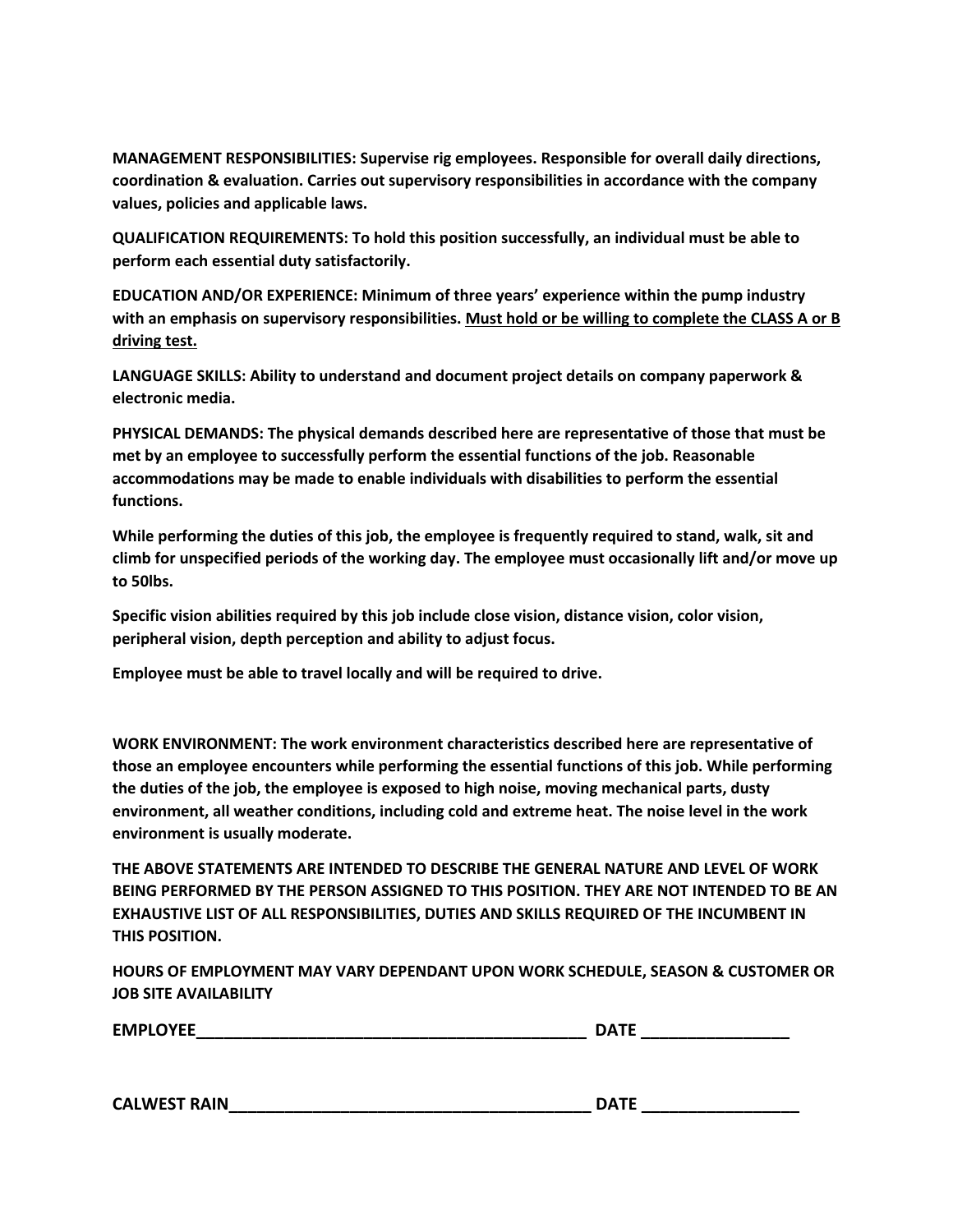**MANAGEMENT RESPONSIBILITIES: Supervise rig employees. Responsible for overall daily directions, coordination & evaluation. Carries out supervisory responsibilities in accordance with the company values, policies and applicable laws.**

**QUALIFICATION REQUIREMENTS: To hold this position successfully, an individual must be able to perform each essential duty satisfactorily.**

**EDUCATION AND/OR EXPERIENCE: Minimum of three years' experience within the pump industry with an emphasis on supervisory responsibilities. <u>Must hold or be willing to complete the CLASS A or B driving test.</u>**

**LANGUAGE SKILLS: Ability to understand and document project details on company paperwork & electronic media.**

**PHYSICAL DEMANDS: The physical demands described here are representative of those that must be met by an employee to successfully perform the essential functions of the job. Reasonable accommodations may be made to enable individuals with disabilities to perform the essential functions.**

**While performing the duties of this job, the employee is frequently required to stand, walk, sit and climb for unspecified periods of the working day. The employee must occasionally lift and/or move up to 50lbs.**

**Specific vision abilities required by this job include close vision, distance vision, color vision, peripheral vision, depth perception and ability to adjust focus.**

**Employee must be able to travel locally and will be required to drive.**

**WORK ENVIRONMENT: The work environment characteristics described here are representative of those an employee encounters while performing the essential functions of this job. While performing the duties of the job, the employee is exposed to high noise, moving mechanical parts, dusty environment, all weather conditions, including cold and extreme heat. The noise level in the work environment is usually moderate.**

**THE ABOVE STATEMENTS ARE INTENDED TO DESCRIBE THE GENERAL NATURE AND LEVEL OF WORK BEING PERFORMED BY THE PERSON ASSIGNED TO THIS POSITION. THEY ARE NOT INTENDED TO BE AN EXHAUSTIVE LIST OF ALL RESPONSIBILITIES, DUTIES AND SKILLS REQUIRED OF THE INCUMBENT IN THIS POSITION.**

**HOURS OF EMPLOYMENT MAY VARY DEPENDANT UPON WORK SCHEDULE, SEASON & CUSTOMER OR JOB SITE AVAILABILITY**

**EMPLOYEE_____________________________________________ DATE ________________**

**CALWEST RAIN_________________________________________ DATE _________________**